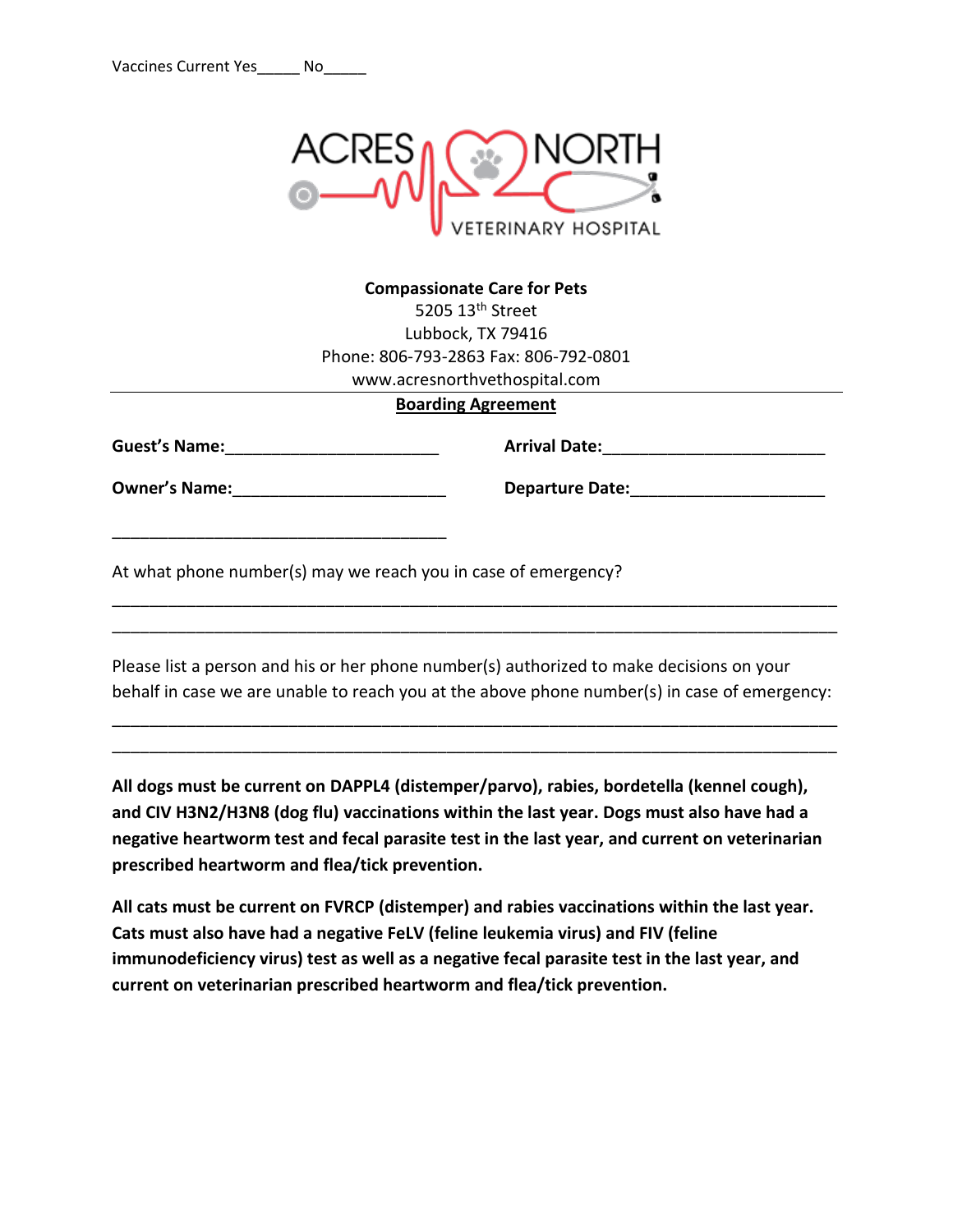Vaccines Current Yes_____ No_____

ACRES NORTH VETERINARY HOSPITAL

**Compassionate Care for Pets**
5205 13th Street
Lubbock, TX 79416
Phone: 806-793-2863 Fax: 806-792-0801
www.acresnorthvethospital.com

---

## Boarding Agreement

**Guest's Name:**_______________________ **Arrival Date:**________________________

**Owner's Name:**_______________________ **Departure Date:**_____________________

____________________________________

At what phone number(s) may we reach you in case of emergency?

______________________________________________________________________________

______________________________________________________________________________

Please list a person and his or her phone number(s) authorized to make decisions on your behalf in case we are unable to reach you at the above phone number(s) in case of emergency:

______________________________________________________________________________

______________________________________________________________________________

**All dogs must be current on DAPPL4 (distemper/parvo), rabies, bordetella (kennel cough), and CIV H3N2/H3N8 (dog flu) vaccinations within the last year. Dogs must also have had a negative heartworm test and fecal parasite test in the last year, and current on veterinarian prescribed heartworm and flea/tick prevention.**

**All cats must be current on FVRCP (distemper) and rabies vaccinations within the last year. Cats must also have had a negative FeLV (feline leukemia virus) and FIV (feline immunodeficiency virus) test as well as a negative fecal parasite test in the last year, and current on veterinarian prescribed heartworm and flea/tick prevention.**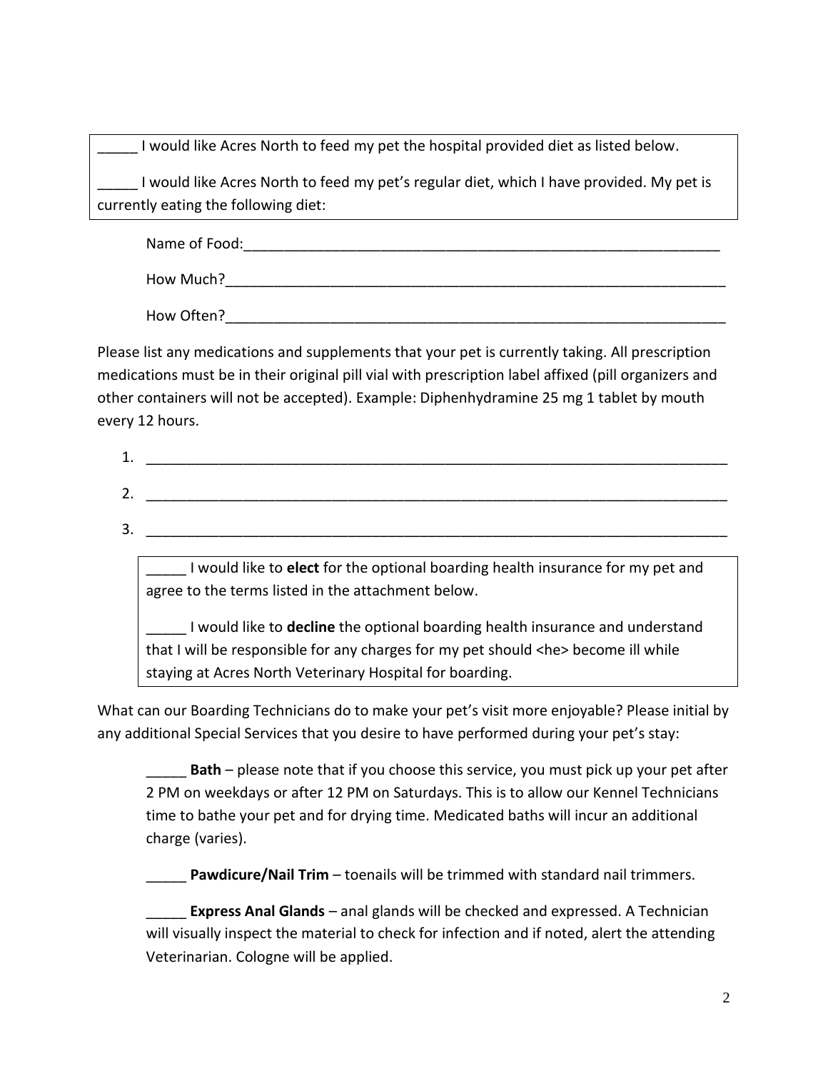_____ I would like Acres North to feed my pet the hospital provided diet as listed below.

_____ I would like Acres North to feed my pet's regular diet, which I have provided. My pet is currently eating the following diet:

Name of Food:_______________________________________________________________

How Much?__________________________________________________________________

How Often?_________________________________________________________________

Please list any medications and supplements that your pet is currently taking. All prescription medications must be in their original pill vial with prescription label affixed (pill organizers and other containers will not be accepted). Example: Diphenhydramine 25 mg 1 tablet by mouth every 12 hours.

1. ___________________________________________________________________________
2. ___________________________________________________________________________
3. ___________________________________________________________________________

_____ I would like to **elect** for the optional boarding health insurance for my pet and agree to the terms listed in the attachment below.

_____ I would like to **decline** the optional boarding health insurance and understand that I will be responsible for any charges for my pet should <he> become ill while staying at Acres North Veterinary Hospital for boarding.

What can our Boarding Technicians do to make your pet's visit more enjoyable? Please initial by any additional Special Services that you desire to have performed during your pet's stay:

_____ **Bath** – please note that if you choose this service, you must pick up your pet after 2 PM on weekdays or after 12 PM on Saturdays. This is to allow our Kennel Technicians time to bathe your pet and for drying time. Medicated baths will incur an additional charge (varies).

_____ **Pawdicure/Nail Trim** – toenails will be trimmed with standard nail trimmers.

_____ **Express Anal Glands** – anal glands will be checked and expressed. A Technician will visually inspect the material to check for infection and if noted, alert the attending Veterinarian. Cologne will be applied.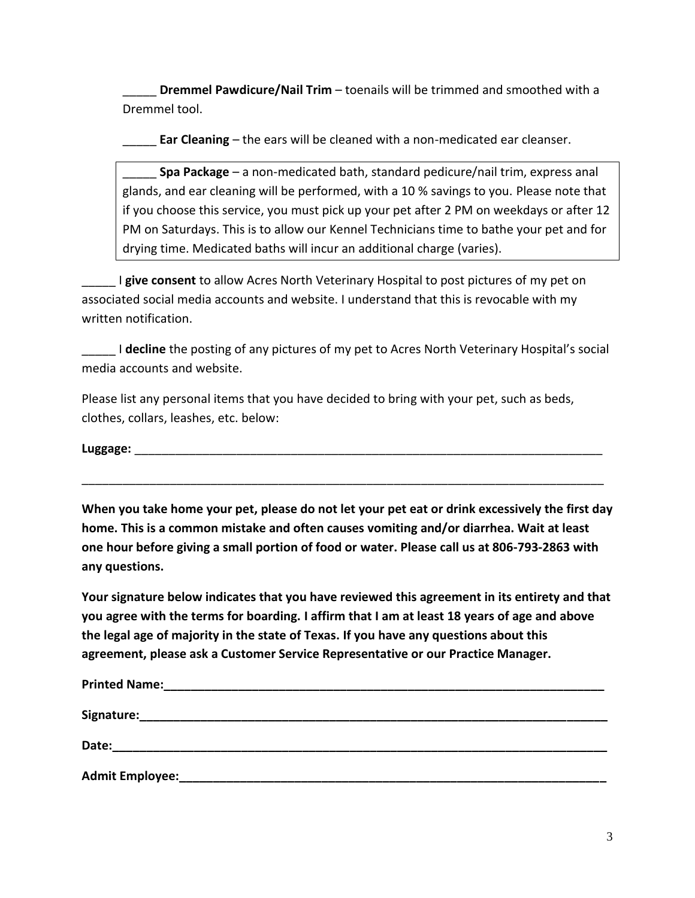_____ **Dremmel Pawdicure/Nail Trim** – toenails will be trimmed and smoothed with a Dremmel tool.

_____ **Ear Cleaning** – the ears will be cleaned with a non-medicated ear cleanser.

_____ **Spa Package** – a non-medicated bath, standard pedicure/nail trim, express anal glands, and ear cleaning will be performed, with a 10 % savings to you. Please note that if you choose this service, you must pick up your pet after 2 PM on weekdays or after 12 PM on Saturdays. This is to allow our Kennel Technicians time to bathe your pet and for drying time. Medicated baths will incur an additional charge (varies).

_____ I **give consent** to allow Acres North Veterinary Hospital to post pictures of my pet on associated social media accounts and website. I understand that this is revocable with my written notification.

_____ I **decline** the posting of any pictures of my pet to Acres North Veterinary Hospital's social media accounts and website.

Please list any personal items that you have decided to bring with your pet, such as beds, clothes, collars, leashes, etc. below:

**Luggage:** ___________________________________________________________________________

_________________________________________________________________________________

**When you take home your pet, please do not let your pet eat or drink excessively the first day home. This is a common mistake and often causes vomiting and/or diarrhea. Wait at least one hour before giving a small portion of food or water. Please call us at 806-793-2863 with any questions.**

**Your signature below indicates that you have reviewed this agreement in its entirety and that you agree with the terms for boarding. I affirm that I am at least 18 years of age and above the legal age of majority in the state of Texas. If you have any questions about this agreement, please ask a Customer Service Representative or our Practice Manager.**

**Printed Name:___________________________________________________________________**

**Signature:_______________________________________________________________________**

**Date:___________________________________________________________________________**

**Admit Employee:_________________________________________________________________**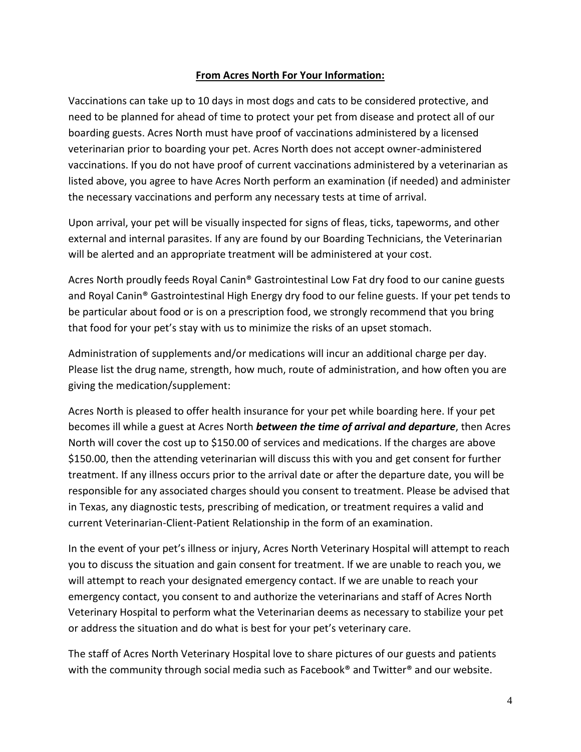**From Acres North For Your Information:**

Vaccinations can take up to 10 days in most dogs and cats to be considered protective, and need to be planned for ahead of time to protect your pet from disease and protect all of our boarding guests. Acres North must have proof of vaccinations administered by a licensed veterinarian prior to boarding your pet. Acres North does not accept owner-administered vaccinations. If you do not have proof of current vaccinations administered by a veterinarian as listed above, you agree to have Acres North perform an examination (if needed) and administer the necessary vaccinations and perform any necessary tests at time of arrival.

Upon arrival, your pet will be visually inspected for signs of fleas, ticks, tapeworms, and other external and internal parasites. If any are found by our Boarding Technicians, the Veterinarian will be alerted and an appropriate treatment will be administered at your cost.

Acres North proudly feeds Royal Canin® Gastrointestinal Low Fat dry food to our canine guests and Royal Canin® Gastrointestinal High Energy dry food to our feline guests. If your pet tends to be particular about food or is on a prescription food, we strongly recommend that you bring that food for your pet's stay with us to minimize the risks of an upset stomach.

Administration of supplements and/or medications will incur an additional charge per day. Please list the drug name, strength, how much, route of administration, and how often you are giving the medication/supplement:

Acres North is pleased to offer health insurance for your pet while boarding here. If your pet becomes ill while a guest at Acres North ***between the time of arrival and departure***, then Acres North will cover the cost up to $150.00 of services and medications. If the charges are above $150.00, then the attending veterinarian will discuss this with you and get consent for further treatment. If any illness occurs prior to the arrival date or after the departure date, you will be responsible for any associated charges should you consent to treatment. Please be advised that in Texas, any diagnostic tests, prescribing of medication, or treatment requires a valid and current Veterinarian-Client-Patient Relationship in the form of an examination.

In the event of your pet's illness or injury, Acres North Veterinary Hospital will attempt to reach you to discuss the situation and gain consent for treatment. If we are unable to reach you, we will attempt to reach your designated emergency contact. If we are unable to reach your emergency contact, you consent to and authorize the veterinarians and staff of Acres North Veterinary Hospital to perform what the Veterinarian deems as necessary to stabilize your pet or address the situation and do what is best for your pet's veterinary care.

The staff of Acres North Veterinary Hospital love to share pictures of our guests and patients with the community through social media such as Facebook® and Twitter® and our website.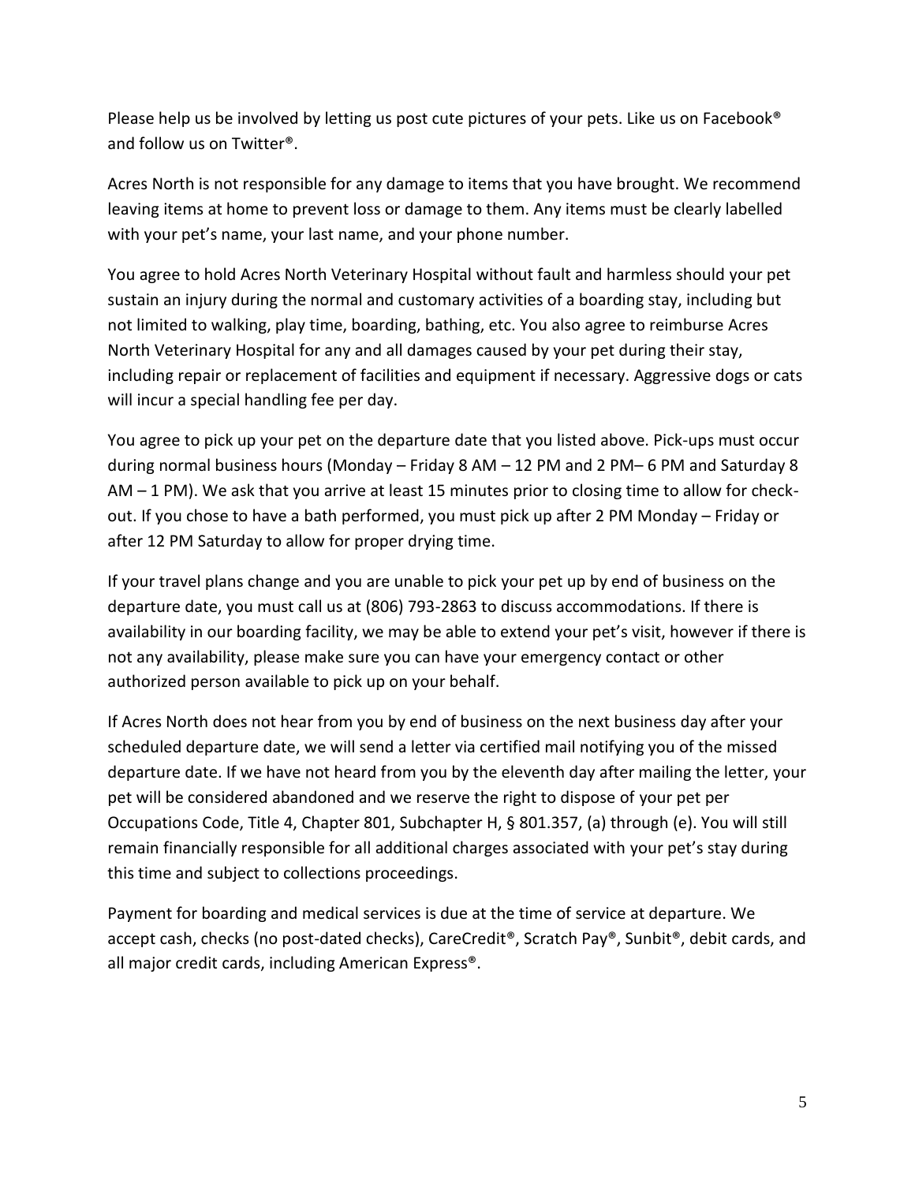Please help us be involved by letting us post cute pictures of your pets. Like us on Facebook® and follow us on Twitter®.

Acres North is not responsible for any damage to items that you have brought. We recommend leaving items at home to prevent loss or damage to them. Any items must be clearly labelled with your pet's name, your last name, and your phone number.

You agree to hold Acres North Veterinary Hospital without fault and harmless should your pet sustain an injury during the normal and customary activities of a boarding stay, including but not limited to walking, play time, boarding, bathing, etc. You also agree to reimburse Acres North Veterinary Hospital for any and all damages caused by your pet during their stay, including repair or replacement of facilities and equipment if necessary. Aggressive dogs or cats will incur a special handling fee per day.

You agree to pick up your pet on the departure date that you listed above. Pick-ups must occur during normal business hours (Monday – Friday 8 AM – 12 PM and 2 PM– 6 PM and Saturday 8 AM – 1 PM). We ask that you arrive at least 15 minutes prior to closing time to allow for check-out. If you chose to have a bath performed, you must pick up after 2 PM Monday – Friday or after 12 PM Saturday to allow for proper drying time.

If your travel plans change and you are unable to pick your pet up by end of business on the departure date, you must call us at (806) 793-2863 to discuss accommodations. If there is availability in our boarding facility, we may be able to extend your pet's visit, however if there is not any availability, please make sure you can have your emergency contact or other authorized person available to pick up on your behalf.

If Acres North does not hear from you by end of business on the next business day after your scheduled departure date, we will send a letter via certified mail notifying you of the missed departure date. If we have not heard from you by the eleventh day after mailing the letter, your pet will be considered abandoned and we reserve the right to dispose of your pet per Occupations Code, Title 4, Chapter 801, Subchapter H, § 801.357, (a) through (e). You will still remain financially responsible for all additional charges associated with your pet's stay during this time and subject to collections proceedings.

Payment for boarding and medical services is due at the time of service at departure. We accept cash, checks (no post-dated checks), CareCredit®, Scratch Pay®, Sunbit®, debit cards, and all major credit cards, including American Express®.